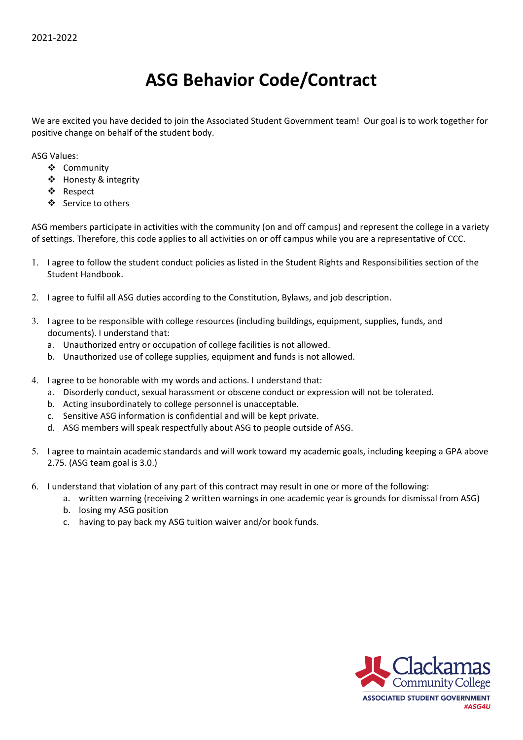2021-2022

# ASG Behavior Code/Contract

We are excited you have decided to join the Associated Student Government team! Our goal is to work together for positive change on behalf of the student body.

ASG Values:

- Community
- Honesty & integrity
- Respect
- Service to others

ASG members participate in activities with the community (on and off campus) and represent the college in a variety of settings. Therefore, this code applies to all activities on or off campus while you are a representative of CCC.

1. I agree to follow the student conduct policies as listed in the Student Rights and Responsibilities section of the Student Handbook.

2. I agree to fulfil all ASG duties according to the Constitution, Bylaws, and job description.

3. I agree to be responsible with college resources (including buildings, equipment, supplies, funds, and documents). I understand that:
   a. Unauthorized entry or occupation of college facilities is not allowed.
   b. Unauthorized use of college supplies, equipment and funds is not allowed.

4. I agree to be honorable with my words and actions. I understand that:
   a. Disorderly conduct, sexual harassment or obscene conduct or expression will not be tolerated.
   b. Acting insubordinately to college personnel is unacceptable.
   c. Sensitive ASG information is confidential and will be kept private.
   d. ASG members will speak respectfully about ASG to people outside of ASG.

5. I agree to maintain academic standards and will work toward my academic goals, including keeping a GPA above 2.75. (ASG team goal is 3.0.)

6. I understand that violation of any part of this contract may result in one or more of the following:
   a. written warning (receiving 2 written warnings in one academic year is grounds for dismissal from ASG)
   b. losing my ASG position
   c. having to pay back my ASG tuition waiver and/or book funds.

Clackamas Community College
ASSOCIATED STUDENT GOVERNMENT
#ASG4U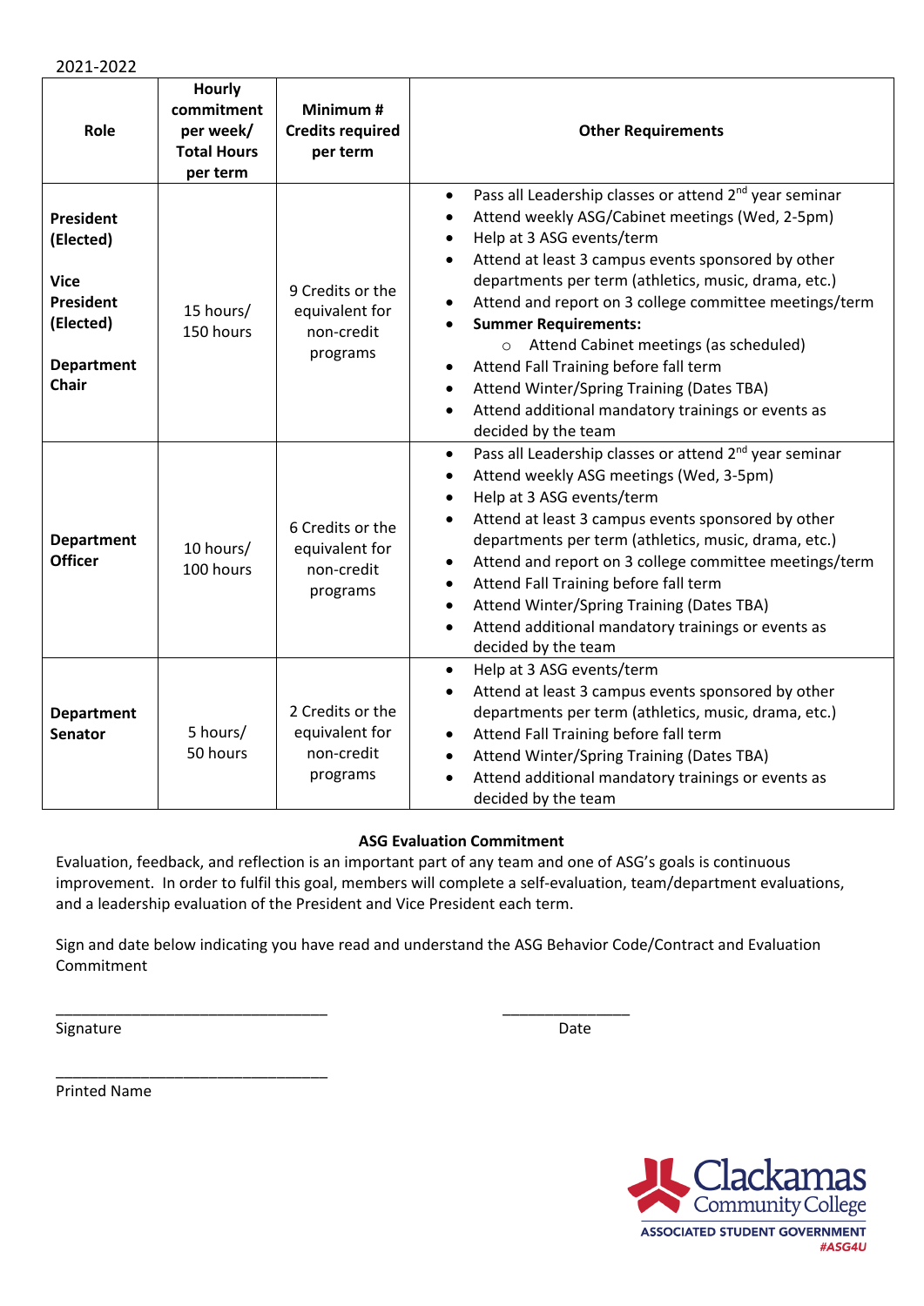2021-2022

| Role | Hourly commitment per week/ Total Hours per term | Minimum # Credits required per term | Other Requirements |
|---|---|---|---|
| **President (Elected)**<br><br>**Vice President (Elected)**<br><br>**Department Chair** | 15 hours/ 150 hours | 9 Credits or the equivalent for non-credit programs | • Pass all Leadership classes or attend 2nd year seminar<br>• Attend weekly ASG/Cabinet meetings (Wed, 2-5pm)<br>• Help at 3 ASG events/term<br>• Attend at least 3 campus events sponsored by other departments per term (athletics, music, drama, etc.)<br>• Attend and report on 3 college committee meetings/term<br>• **Summer Requirements:**<br>  ○ Attend Cabinet meetings (as scheduled)<br>• Attend Fall Training before fall term<br>• Attend Winter/Spring Training (Dates TBA)<br>• Attend additional mandatory trainings or events as decided by the team |
| **Department Officer** | 10 hours/ 100 hours | 6 Credits or the equivalent for non-credit programs | • Pass all Leadership classes or attend 2nd year seminar<br>• Attend weekly ASG meetings (Wed, 3-5pm)<br>• Help at 3 ASG events/term<br>• Attend at least 3 campus events sponsored by other departments per term (athletics, music, drama, etc.)<br>• Attend and report on 3 college committee meetings/term<br>• Attend Fall Training before fall term<br>• Attend Winter/Spring Training (Dates TBA)<br>• Attend additional mandatory trainings or events as decided by the team |
| **Department Senator** | 5 hours/ 50 hours | 2 Credits or the equivalent for non-credit programs | • Help at 3 ASG events/term<br>• Attend at least 3 campus events sponsored by other departments per term (athletics, music, drama, etc.)<br>• Attend Fall Training before fall term<br>• Attend Winter/Spring Training (Dates TBA)<br>• Attend additional mandatory trainings or events as decided by the team |

**ASG Evaluation Commitment**

Evaluation, feedback, and reflection is an important part of any team and one of ASG's goals is continuous improvement. In order to fulfil this goal, members will complete a self-evaluation, team/department evaluations, and a leadership evaluation of the President and Vice President each term.

Sign and date below indicating you have read and understand the ASG Behavior Code/Contract and Evaluation Commitment

_________________________________ _______________

Signature Date

_________________________________

Printed Name

Clackamas Community College
ASSOCIATED STUDENT GOVERNMENT
#ASG4U